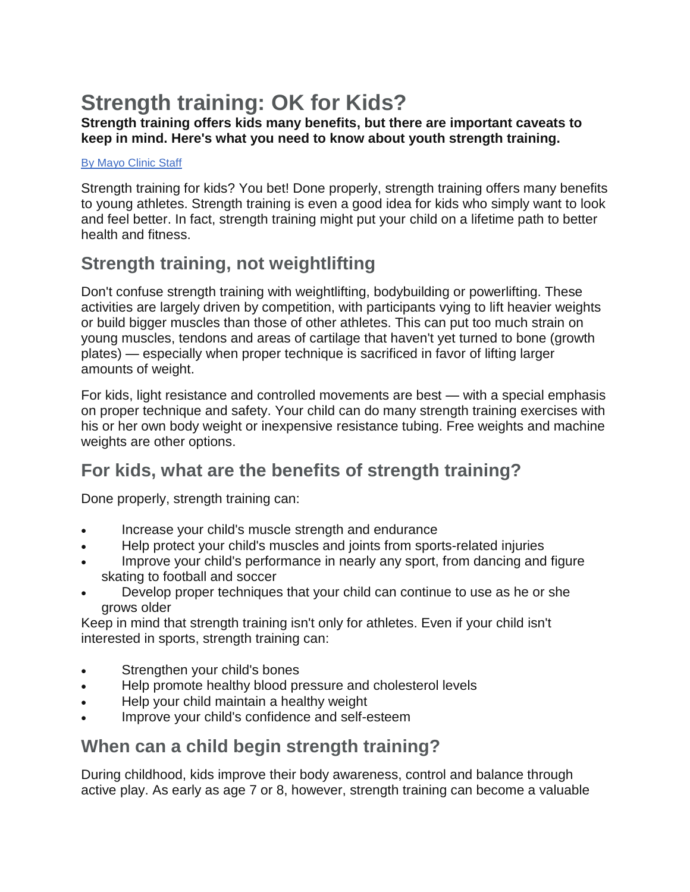# Strength training: OK for Kids?

**Strength training offers kids many benefits, but there are important caveats to keep in mind. Here's what you need to know about youth strength training.**

[By Mayo Clinic Staff]

Strength training for kids? You bet! Done properly, strength training offers many benefits to young athletes. Strength training is even a good idea for kids who simply want to look and feel better. In fact, strength training might put your child on a lifetime path to better health and fitness.

## Strength training, not weightlifting

Don't confuse strength training with weightlifting, bodybuilding or powerlifting. These activities are largely driven by competition, with participants vying to lift heavier weights or build bigger muscles than those of other athletes. This can put too much strain on young muscles, tendons and areas of cartilage that haven't yet turned to bone (growth plates) — especially when proper technique is sacrificed in favor of lifting larger amounts of weight.

For kids, light resistance and controlled movements are best — with a special emphasis on proper technique and safety. Your child can do many strength training exercises with his or her own body weight or inexpensive resistance tubing. Free weights and machine weights are other options.

## For kids, what are the benefits of strength training?

Done properly, strength training can:

- Increase your child's muscle strength and endurance
- Help protect your child's muscles and joints from sports-related injuries
- Improve your child's performance in nearly any sport, from dancing and figure skating to football and soccer
- Develop proper techniques that your child can continue to use as he or she grows older

Keep in mind that strength training isn't only for athletes. Even if your child isn't interested in sports, strength training can:

- Strengthen your child's bones
- Help promote healthy blood pressure and cholesterol levels
- Help your child maintain a healthy weight
- Improve your child's confidence and self-esteem

## When can a child begin strength training?

During childhood, kids improve their body awareness, control and balance through active play. As early as age 7 or 8, however, strength training can become a valuable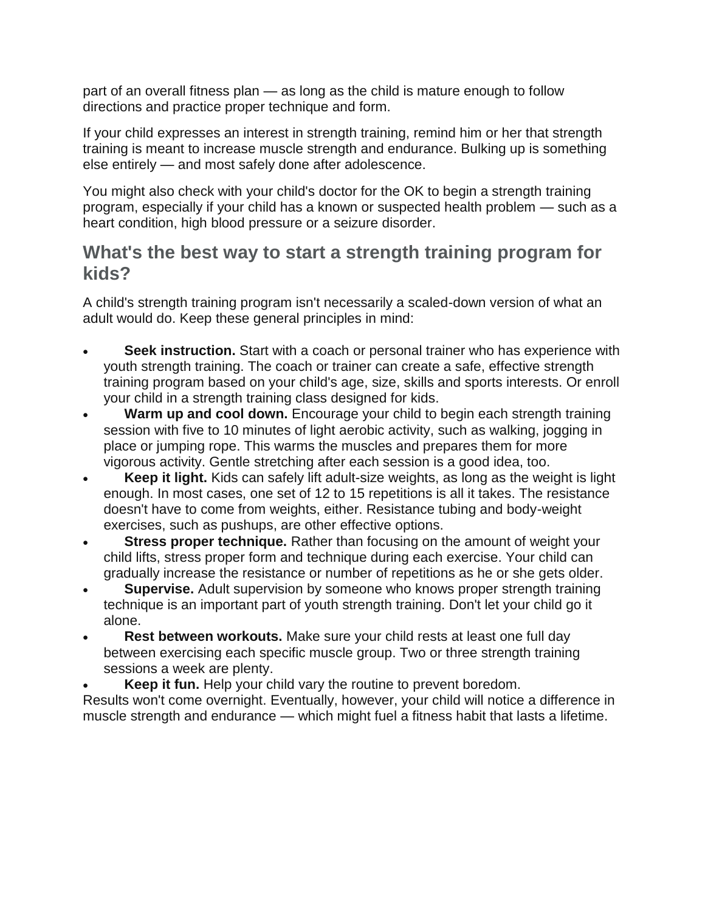part of an overall fitness plan — as long as the child is mature enough to follow directions and practice proper technique and form.

If your child expresses an interest in strength training, remind him or her that strength training is meant to increase muscle strength and endurance. Bulking up is something else entirely — and most safely done after adolescence.

You might also check with your child's doctor for the OK to begin a strength training program, especially if your child has a known or suspected health problem — such as a heart condition, high blood pressure or a seizure disorder.

## What's the best way to start a strength training program for kids?

A child's strength training program isn't necessarily a scaled-down version of what an adult would do. Keep these general principles in mind:

- **Seek instruction.** Start with a coach or personal trainer who has experience with youth strength training. The coach or trainer can create a safe, effective strength training program based on your child's age, size, skills and sports interests. Or enroll your child in a strength training class designed for kids.
- **Warm up and cool down.** Encourage your child to begin each strength training session with five to 10 minutes of light aerobic activity, such as walking, jogging in place or jumping rope. This warms the muscles and prepares them for more vigorous activity. Gentle stretching after each session is a good idea, too.
- **Keep it light.** Kids can safely lift adult-size weights, as long as the weight is light enough. In most cases, one set of 12 to 15 repetitions is all it takes. The resistance doesn't have to come from weights, either. Resistance tubing and body-weight exercises, such as pushups, are other effective options.
- **Stress proper technique.** Rather than focusing on the amount of weight your child lifts, stress proper form and technique during each exercise. Your child can gradually increase the resistance or number of repetitions as he or she gets older.
- **Supervise.** Adult supervision by someone who knows proper strength training technique is an important part of youth strength training. Don't let your child go it alone.
- **Rest between workouts.** Make sure your child rests at least one full day between exercising each specific muscle group. Two or three strength training sessions a week are plenty.
- **Keep it fun.** Help your child vary the routine to prevent boredom.

Results won't come overnight. Eventually, however, your child will notice a difference in muscle strength and endurance — which might fuel a fitness habit that lasts a lifetime.